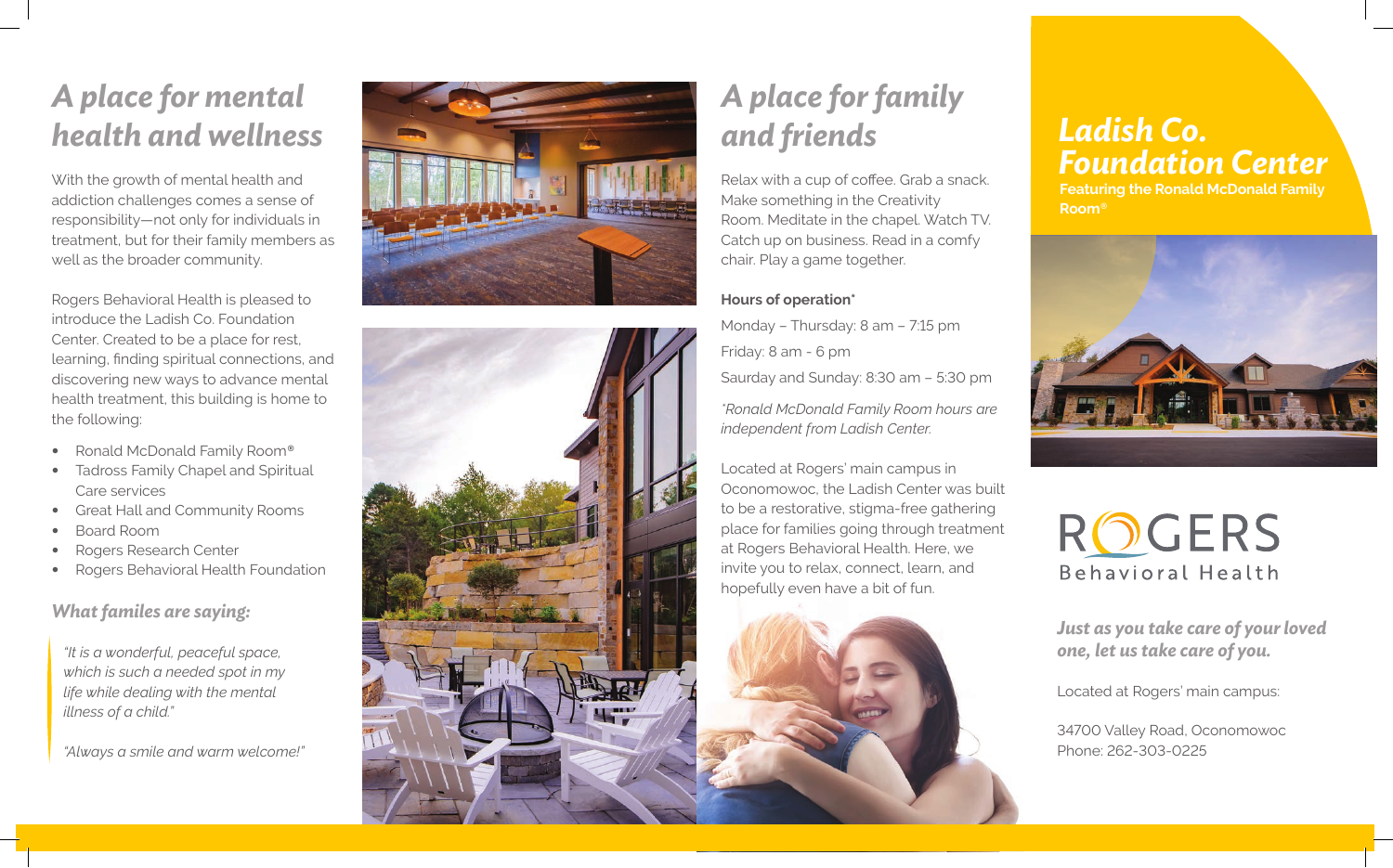# A place for mental health and wellness

With the growth of mental health and addiction challenges comes a sense of responsibility—not only for individuals in treatment, but for their family members as well as the broader community.

Rogers Behavioral Health is pleased to introduce the Ladish Co. Foundation Center. Created to be a place for rest, learning, finding spiritual connections, and discovering new ways to advance mental health treatment, this building is home to the following:

- Ronald McDonald Family Room®
- Tadross Family Chapel and Spiritual Care services
- Great Hall and Community Rooms
- Board Room
- Rogers Research Center
- Rogers Behavioral Health Foundation

### *What familes are saying:*

*"It is a wonderful, peaceful space, which is such a needed spot in my life while dealing with the mental illness of a child."*

*"Always a smile and warm welcome!"*

# A place for family and friends

Relax with a cup of coffee. Grab a snack. Make something in the Creativity Room. Meditate in the chapel. Watch TV. Catch up on business. Read in a comfy chair. Play a game together.

**Hours of operation***

Monday – Thursday: 8 am – 7:15 pm

Friday: 8 am - 6 pm

Saurday and Sunday: 8:30 am – 5:30 pm

*\*Ronald McDonald Family Room hours are independent from Ladish Center.*

Located at Rogers' main campus in Oconomowoc, the Ladish Center was built to be a restorative, stigma-free gathering place for families going through treatment at Rogers Behavioral Health. Here, we invite you to relax, connect, learn, and hopefully even have a bit of fun.

# Ladish Co. Foundation Center

**Featuring the Ronald McDonald Family Room®**

ROGERS
Behavioral Health

### *Just as you take care of your loved one, let us take care of you.*

Located at Rogers' main campus:

34700 Valley Road, Oconomowoc
Phone: 262-303-0225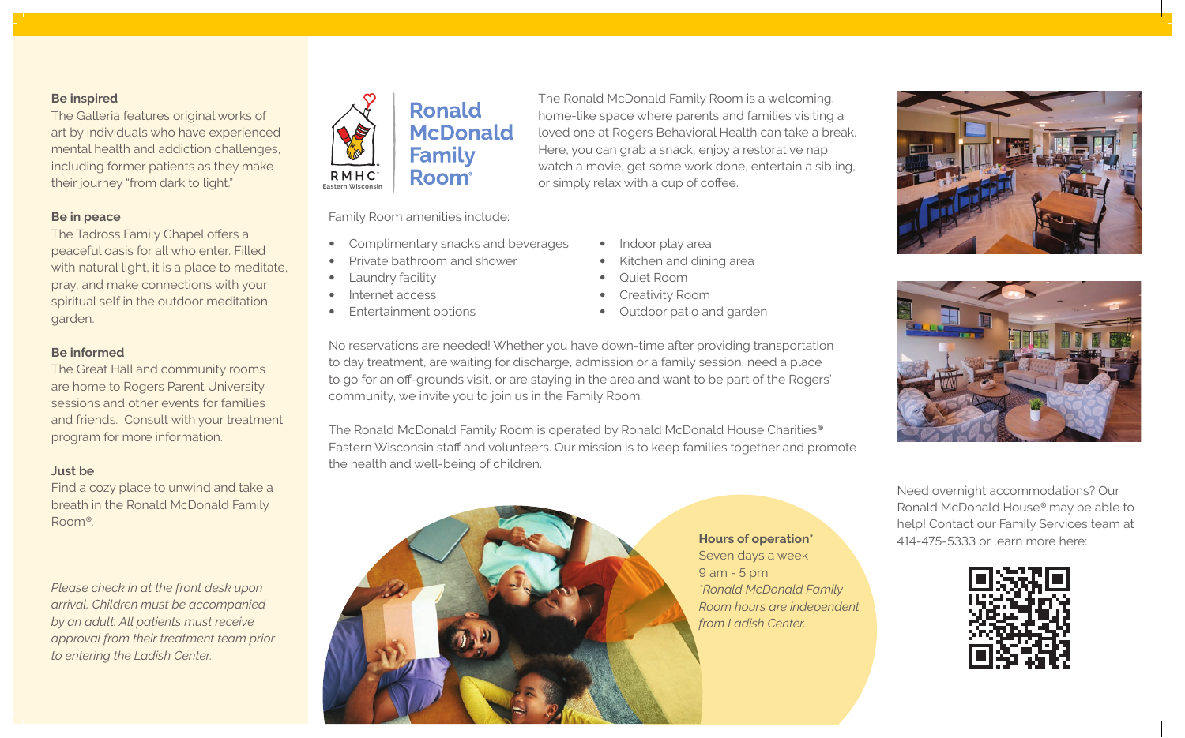### Be inspired

The Galleria features original works of art by individuals who have experienced mental health and addiction challenges, including former patients as they make their journey "from dark to light."

### Be in peace

The Tadross Family Chapel offers a peaceful oasis for all who enter. Filled with natural light, it is a place to meditate, pray, and make connections with your spiritual self in the outdoor meditation garden.

### Be informed

The Great Hall and community rooms are home to Rogers Parent University sessions and other events for families and friends. Consult with your treatment program for more information.

### Just be

Find a cozy place to unwind and take a breath in the Ronald McDonald Family Room®.

*Please check in at the front desk upon arrival. Children must be accompanied by an adult. All patients must receive approval from their treatment team prior to entering the Ladish Center.*

RMHC® Eastern Wisconsin

# Ronald McDonald Family Room®

The Ronald McDonald Family Room is a welcoming, home-like space where parents and families visiting a loved one at Rogers Behavioral Health can take a break. Here, you can grab a snack, enjoy a restorative nap, watch a movie, get some work done, entertain a sibling, or simply relax with a cup of coffee.

Family Room amenities include:

- Complimentary snacks and beverages
- Private bathroom and shower
- Laundry facility
- Internet access
- Entertainment options
- Indoor play area
- Kitchen and dining area
- Quiet Room
- Creativity Room
- Outdoor patio and garden

No reservations are needed! Whether you have down-time after providing transportation to day treatment, are waiting for discharge, admission or a family session, need a place to go for an off-grounds visit, or are staying in the area and want to be part of the Rogers' community, we invite you to join us in the Family Room.

The Ronald McDonald Family Room is operated by Ronald McDonald House Charities® Eastern Wisconsin staff and volunteers. Our mission is to keep families together and promote the health and well-being of children.

**Hours of operation***
Seven days a week
9 am - 5 pm
*\*Ronald McDonald Family Room hours are independent from Ladish Center.*

Need overnight accommodations? Our Ronald McDonald House® may be able to help! Contact our Family Services team at 414-475-5333 or learn more here: